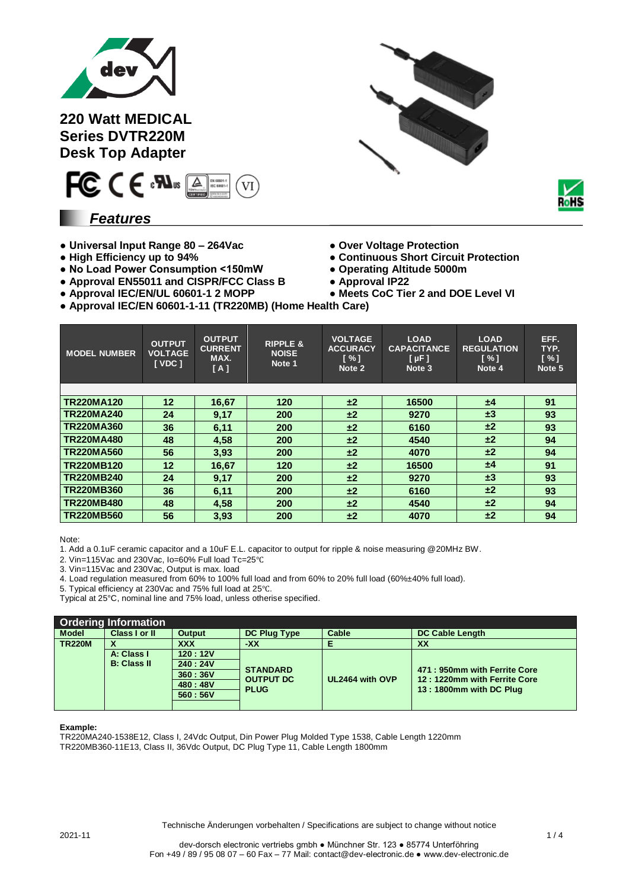# 220 Watt MEDICAL
# Series DVTR220M
# Desk Top Adapter

## *Features*

- **Universal Input Range 80 – 264Vac**
- **High Efficiency up to 94%**
- **No Load Power Consumption <150mW**
- **Approval EN55011 and CISPR/FCC Class B**
- **Approval IEC/EN/UL 60601-1 2 MOPP**
- **Approval IEC/EN 60601-1-11 (TR220MB) (Home Health Care)**
- **Over Voltage Protection**
- **Continuous Short Circuit Protection**
- **Operating Altitude 5000m**
- **Approval IP22**
- **Meets CoC Tier 2 and DOE Level VI**

| MODEL NUMBER | OUTPUT VOLTAGE [ VDC ] | OUTPUT CURRENT MAX. [ A ] | RIPPLE & NOISE Note 1 | VOLTAGE ACCURACY [ % ] Note 2 | LOAD CAPACITANCE [ µF ] Note 3 | LOAD REGULATION [ % ] Note 4 | EFF. TYP. [ % ] Note 5 |
|---|---|---|---|---|---|---|---|
| TR220MA120 | 12 | 16,67 | 120 | ±2 | 16500 | ±4 | 91 |
| TR220MA240 | 24 | 9,17 | 200 | ±2 | 9270 | ±3 | 93 |
| TR220MA360 | 36 | 6,11 | 200 | ±2 | 6160 | ±2 | 93 |
| TR220MA480 | 48 | 4,58 | 200 | ±2 | 4540 | ±2 | 94 |
| TR220MA560 | 56 | 3,93 | 200 | ±2 | 4070 | ±2 | 94 |
| TR220MB120 | 12 | 16,67 | 120 | ±2 | 16500 | ±4 | 91 |
| TR220MB240 | 24 | 9,17 | 200 | ±2 | 9270 | ±3 | 93 |
| TR220MB360 | 36 | 6,11 | 200 | ±2 | 6160 | ±2 | 93 |
| TR220MB480 | 48 | 4,58 | 200 | ±2 | 4540 | ±2 | 94 |
| TR220MB560 | 56 | 3,93 | 200 | ±2 | 4070 | ±2 | 94 |

Note:
1. Add a 0.1uF ceramic capacitor and a 10uF E.L. capacitor to output for ripple & noise measuring @20MHz BW.
2. Vin=115Vac and 230Vac, Io=60% Full load Tc=25℃
3. Vin=115Vac and 230Vac, Output is max. load
4. Load regulation measured from 60% to 100% full load and from 60% to 20% full load (60%±40% full load).
5. Typical efficiency at 230Vac and 75% full load at 25℃.
Typical at 25°C, nominal line and 75% load, unless otherise specified.

## Ordering Information

| Model | Class I or II | Output | DC Plug Type | Cable | DC Cable Length |
|---|---|---|---|---|---|
| TR220M | X | XXX | -XX | E | XX |
| | A: Class I<br>B: Class II | 120 : 12V<br>240 : 24V<br>360 : 36V<br>480 : 48V<br>560 : 56V | STANDARD OUTPUT DC PLUG | UL2464 with OVP | 471 : 950mm with Ferrite Core<br>12 : 1220mm with Ferrite Core<br>13 : 1800mm with DC Plug |

**Example:**
TR220MA240-1538E12, Class I, 24Vdc Output, Din Power Plug Molded Type 1538, Cable Length 1220mm
TR220MB360-11E13, Class II, 36Vdc Output, DC Plug Type 11, Cable Length 1800mm

Technische Änderungen vorbehalten / Specifications are subject to change without notice

2021-11

dev-dorsch electronic vertriebs gmbh ● Münchner Str. 123 ● 85774 Unterföhring
Fon +49 / 89 / 95 08 07 – 60 Fax – 77 Mail: contact@dev-electronic.de ● www.dev-electronic.de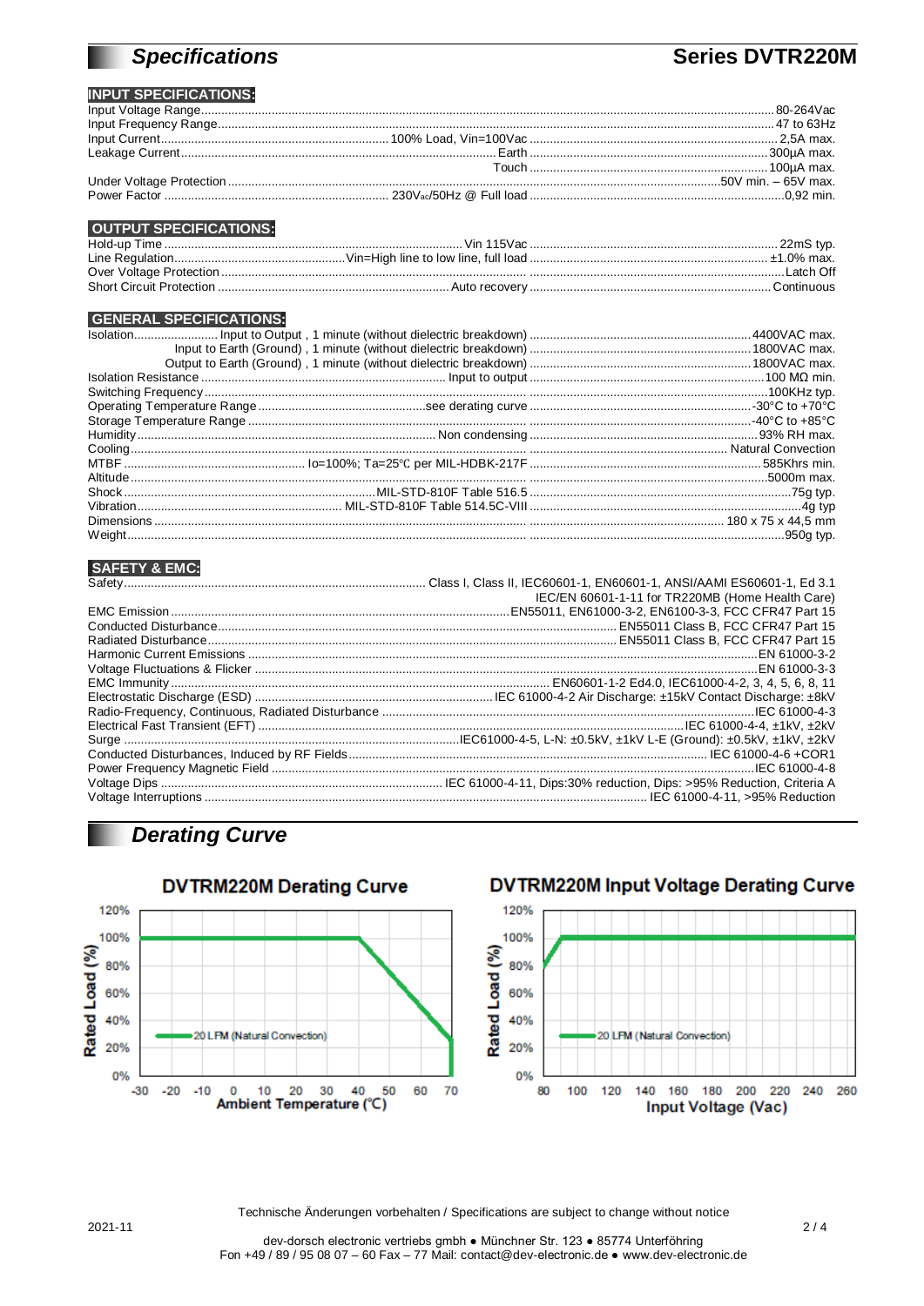# Specifications

## Series DVTR220M

### INPUT SPECIFICATIONS:

| Parameter | Condition | Value |
|---|---|---|
| Input Voltage Range | | 80-264Vac |
| Input Frequency Range | | 47 to 63Hz |
| Input Current | 100% Load, Vin=100Vac | 2,5A max. |
| Leakage Current | Earth | 300µA max. |
| | Touch | 100µA max. |
| Under Voltage Protection | | 50V min. – 65V max. |
| Power Factor | 230Vac/50Hz @ Full load | 0,92 min. |

### OUTPUT SPECIFICATIONS:

| Parameter | Condition | Value |
|---|---|---|
| Hold-up Time | Vin 115Vac | 22mS typ. |
| Line Regulation | Vin=High line to low line, full load | ±1.0% max. |
| Over Voltage Protection | | Latch Off |
| Short Circuit Protection | Auto recovery | Continuous |

### GENERAL SPECIFICATIONS:

| Parameter | Condition | Value |
|---|---|---|
| Isolation | Input to Output , 1 minute (without dielectric breakdown) | 4400VAC max. |
| | Input to Earth (Ground) , 1 minute (without dielectric breakdown) | 1800VAC max. |
| | Output to Earth (Ground) , 1 minute (without dielectric breakdown) | 1800VAC max. |
| Isolation Resistance | Input to output | 100 MΩ min. |
| Switching Frequency | | 100KHz typ. |
| Operating Temperature Range | see derating curve | -30°C to +70°C |
| Storage Temperature Range | | -40°C to +85°C |
| Humidity | Non condensing | 93% RH max. |
| Cooling | | Natural Convection |
| MTBF | Io=100%; Ta=25℃ per MIL-HDBK-217F | 585Khrs min. |
| Altitude | | 5000m max. |
| Shock | MIL-STD-810F Table 516.5 | 75g typ. |
| Vibration | MIL-STD-810F Table 514.5C-VIII | 4g typ |
| Dimensions | | 180 x 75 x 44,5 mm |
| Weight | | 950g typ. |

### SAFETY & EMC:

| Parameter | Value |
|---|---|
| Safety | Class I, Class II, IEC60601-1, EN60601-1, ANSI/AAMI ES60601-1, Ed 3.1 IEC/EN 60601-1-11 for TR220MB (Home Health Care) |
| EMC Emission | EN55011, EN61000-3-2, EN6100-3-3, FCC CFR47 Part 15 |
| Conducted Disturbance | EN55011 Class B, FCC CFR47 Part 15 |
| Radiated Disturbance | EN55011 Class B, FCC CFR47 Part 15 |
| Harmonic Current Emissions | EN 61000-3-2 |
| Voltage Fluctuations & Flicker | EN 61000-3-3 |
| EMC Immunity | EN60601-1-2 Ed4.0, IEC61000-4-2, 3, 4, 5, 6, 8, 11 |
| Electrostatic Discharge (ESD) | IEC 61000-4-2 Air Discharge: ±15kV Contact Discharge: ±8kV |
| Radio-Frequency, Continuous, Radiated Disturbance | IEC 61000-4-3 |
| Electrical Fast Transient (EFT) | IEC 61000-4-4, ±1kV, ±2kV |
| Surge | IEC61000-4-5, L-N: ±0.5kV, ±1kV L-E (Ground): ±0.5kV, ±1kV, ±2kV |
| Conducted Disturbances, Induced by RF Fields | IEC 61000-4-6 +COR1 |
| Power Frequency Magnetic Field | IEC 61000-4-8 |
| Voltage Dips | IEC 61000-4-11, Dips:30% reduction, Dips: >95% Reduction, Criteria A |
| Voltage Interruptions | IEC 61000-4-11, >95% Reduction |

# Derating Curve

**DVTRM220M Derating Curve**

Rated Load (%) vs. Ambient Temperature (℃); 20 LFM (Natural Convection)

**DVTRM220M Input Voltage Derating Curve**

Rated Load (%) vs. Input Voltage (Vac); 20 LFM (Natural Convection)

Technische Änderungen vorbehalten / Specifications are subject to change without notice

2021-11

dev-dorsch electronic vertriebs gmbh ● Münchner Str. 123 ● 85774 Unterföhring
Fon +49 / 89 / 95 08 07 – 60 Fax – 77 Mail: contact@dev-electronic.de ● www.dev-electronic.de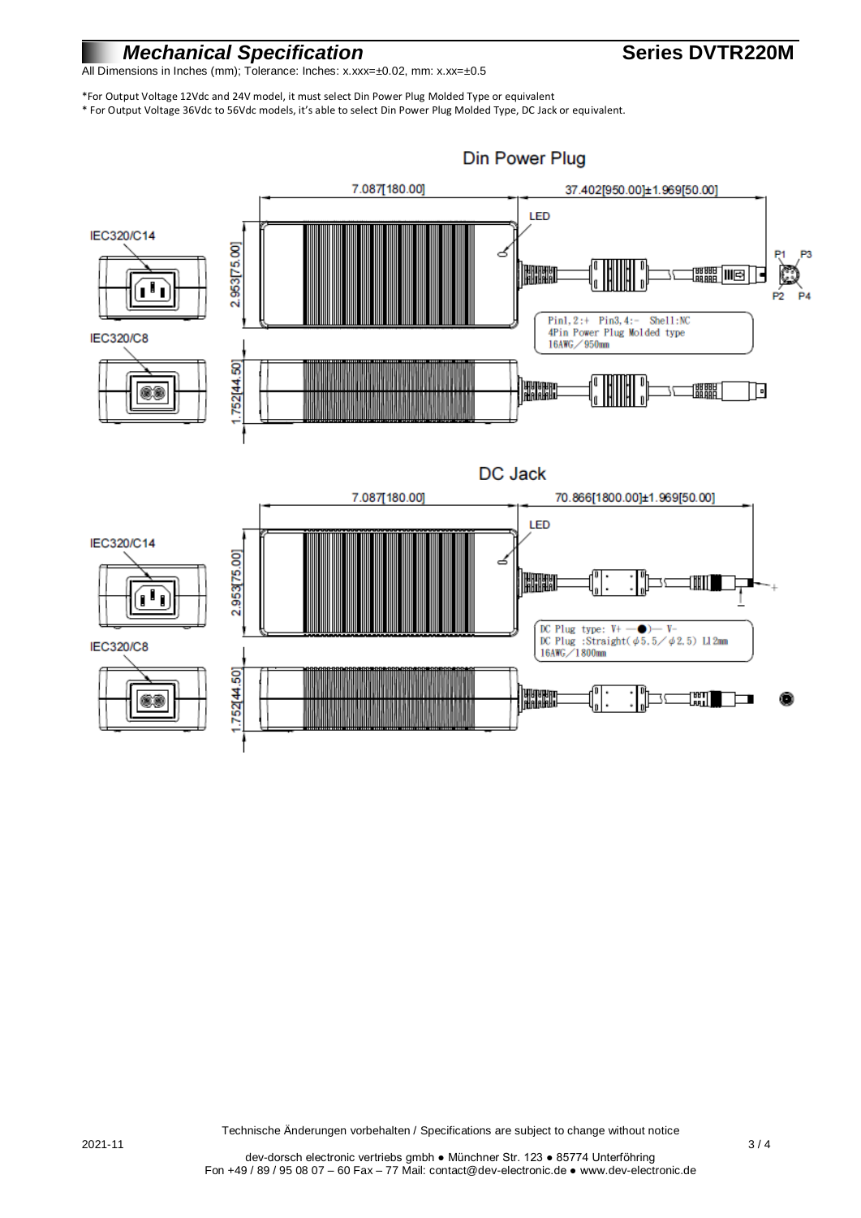# *Mechanical Specification*

## Series DVTR220M

All Dimensions in Inches (mm); Tolerance: Inches: x.xxx=±0.02, mm: x.xx=±0.5

*For Output Voltage 12Vdc and 24V model, it must select Din Power Plug Molded Type or equivalent

* For Output Voltage 36Vdc to 56Vdc models, it's able to select Din Power Plug Molded Type, DC Jack or equivalent.

### Din Power Plug

7.087[180.00]

37.402[950.00]±1.969[50.00]

LED

IEC320/C14

2.953[75.00]

P1 P3

P2 P4

Pin1,2:+ Pin3,4:- Shell:NC
4Pin Power Plug Molded type
16AWG／950mm

IEC320/C8

1.752[44.50]

### DC Jack

7.087[180.00]

70.866[1800.00]±1.969[50.00]

LED

IEC320/C14

2.953[75.00]

DC Plug type: V+ —●)— V-
DC Plug :Straight(φ5.5／φ2.5) L12mm
16AWG／1800mm

IEC320/C8

1.752[44.50]

Technische Änderungen vorbehalten / Specifications are subject to change without notice

2021-11

dev-dorsch electronic vertriebs gmbh ● Münchner Str. 123 ● 85774 Unterföhring
Fon +49 / 89 / 95 08 07 – 60 Fax – 77 Mail: contact@dev-electronic.de ● www.dev-electronic.de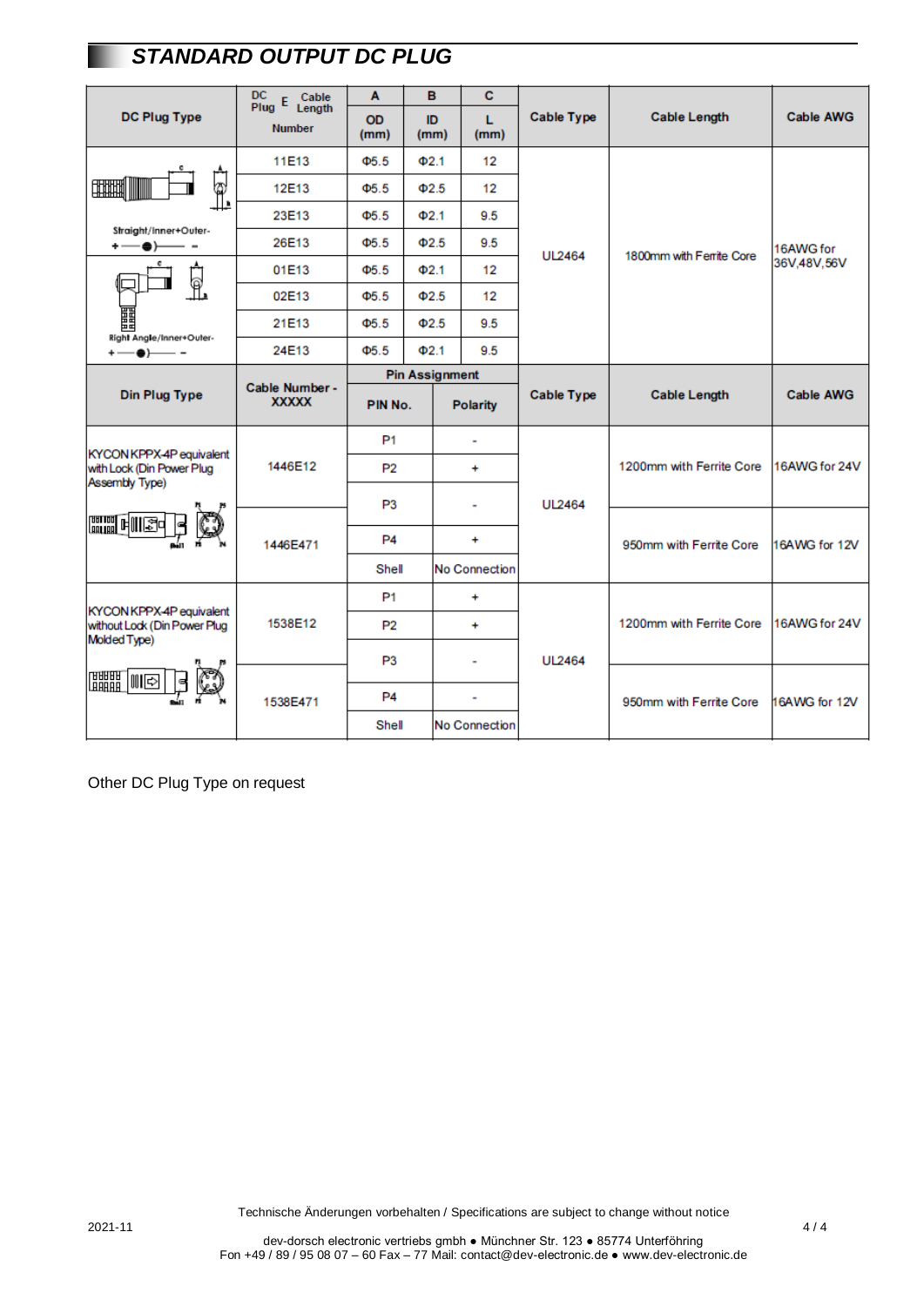## STANDARD OUTPUT DC PLUG

| DC Plug Type | DC Plug E Cable Length Number | A | B | C | Cable Type | Cable Length | Cable AWG |
|---|---|---|---|---|---|---|---|
| | | OD (mm) | ID (mm) | L (mm) | | | |
| Straight/Inner+Outer- + —●)— - | 11E13 | Φ5.5 | Φ2.1 | 12 | UL2464 | 1800mm with Ferrite Core | 16AWG for 36V,48V,56V |
| | 12E13 | Φ5.5 | Φ2.5 | 12 | | | |
| | 23E13 | Φ5.5 | Φ2.1 | 9.5 | | | |
| | 26E13 | Φ5.5 | Φ2.5 | 9.5 | | | |
| Right Angle/Inner+Outer- + —●)— - | 01E13 | Φ5.5 | Φ2.1 | 12 | | | |
| | 02E13 | Φ5.5 | Φ2.5 | 12 | | | |
| | 21E13 | Φ5.5 | Φ2.5 | 9.5 | | | |
| | 24E13 | Φ5.5 | Φ2.1 | 9.5 | | | |

| Din Plug Type | Cable Number - XXXXX | Pin Assignment | | Cable Type | Cable Length | Cable AWG |
|---|---|---|---|---|---|---|
| | | PIN No. | Polarity | | | |
| KYCON KPPX-4P equivalent with Lock (Din Power Plug Assembly Type) | 1446E12 | P1 | - | UL2464 | 1200mm with Ferrite Core | 16AWG for 24V |
| | | P2 | + | | | |
| | | P3 | - | | | |
| | 1446E471 | P4 | + | | 950mm with Ferrite Core | 16AWG for 12V |
| | | Shell | No Connection | | | |
| KYCON KPPX-4P equivalent without Lock (Din Power Plug Molded Type) | 1538E12 | P1 | + | UL2464 | 1200mm with Ferrite Core | 16AWG for 24V |
| | | P2 | + | | | |
| | | P3 | - | | | |
| | 1538E471 | P4 | - | | 950mm with Ferrite Core | 16AWG for 12V |
| | | Shell | No Connection | | | |

Other DC Plug Type on request

Technische Änderungen vorbehalten / Specifications are subject to change without notice

2021-11

dev-dorsch electronic vertriebs gmbh ● Münchner Str. 123 ● 85774 Unterföhring
Fon +49 / 89 / 95 08 07 – 60 Fax – 77 Mail: contact@dev-electronic.de ● www.dev-electronic.de